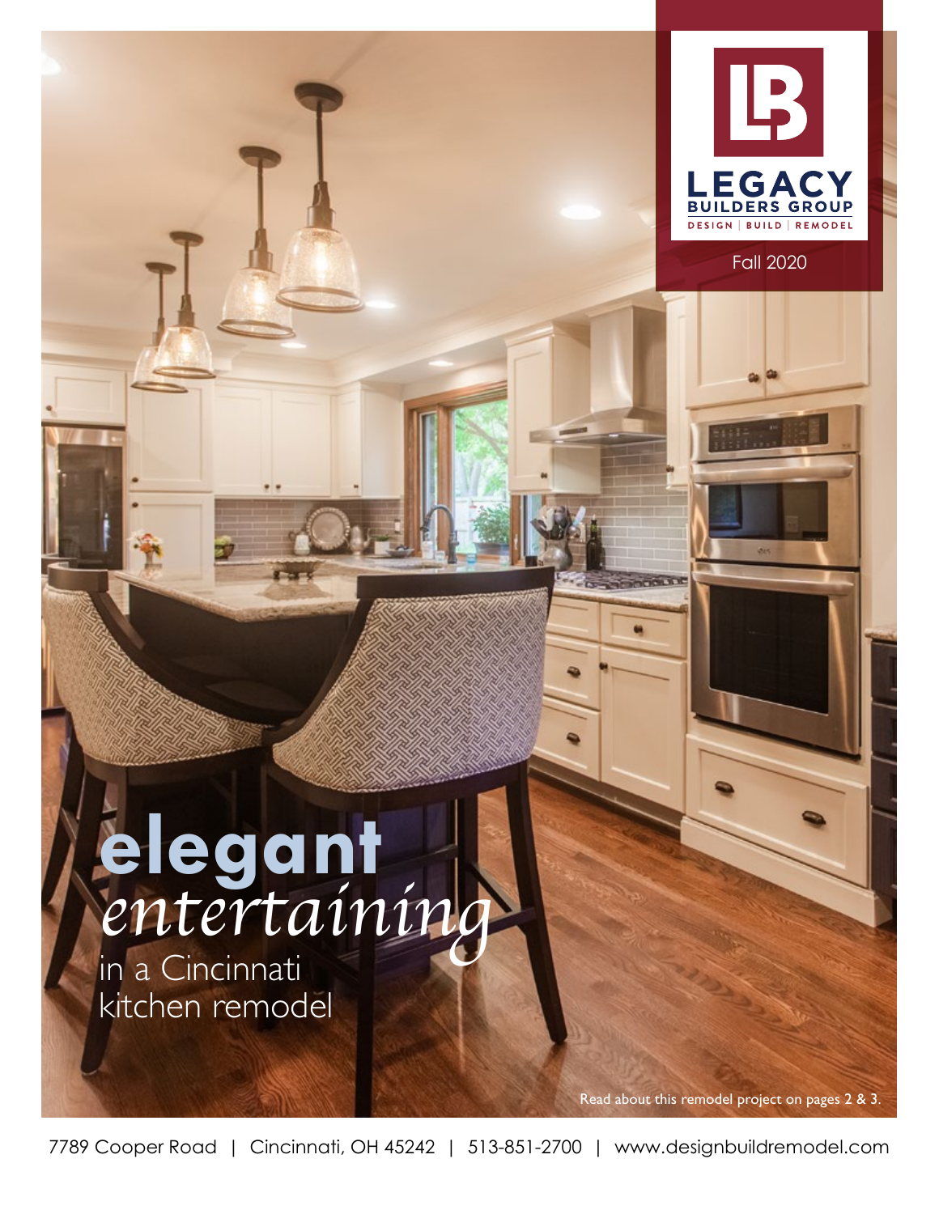LEGACY BUILDERS GROUP

DESIGN | BUILD | REMODEL

Fall 2020

# elegant *entertaining*

in a Cincinnati kitchen remodel

Read about this remodel project on pages 2 & 3.

7789 Cooper Road | Cincinnati, OH 45242 | 513-851-2700 | www.designbuildremodel.com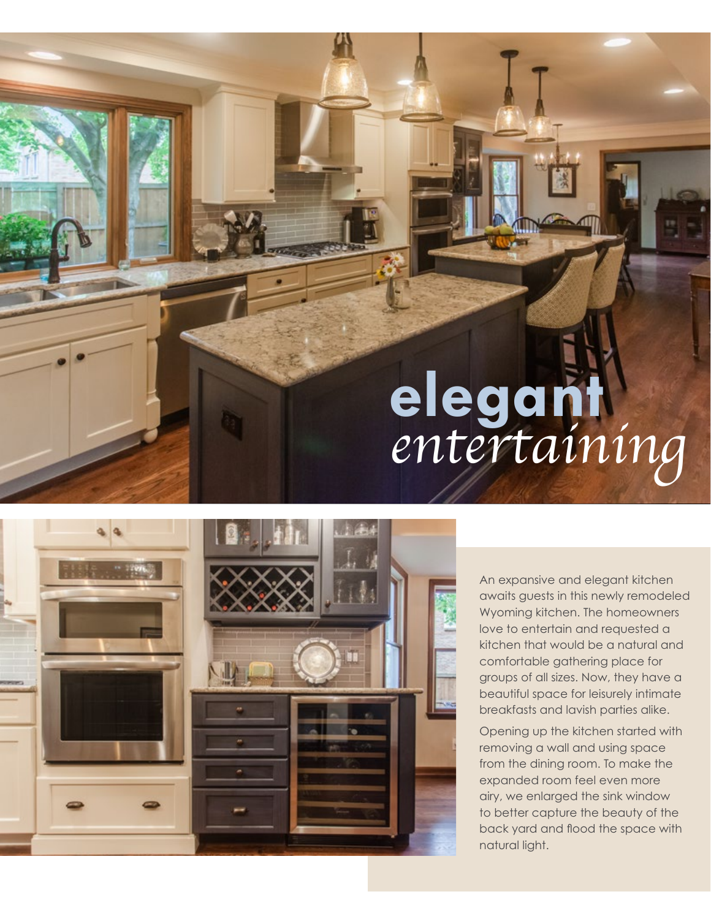# elegant *entertaining*

An expansive and elegant kitchen awaits guests in this newly remodeled Wyoming kitchen. The homeowners love to entertain and requested a kitchen that would be a natural and comfortable gathering place for groups of all sizes. Now, they have a beautiful space for leisurely intimate breakfasts and lavish parties alike.

Opening up the kitchen started with removing a wall and using space from the dining room. To make the expanded room feel even more airy, we enlarged the sink window to better capture the beauty of the back yard and flood the space with natural light.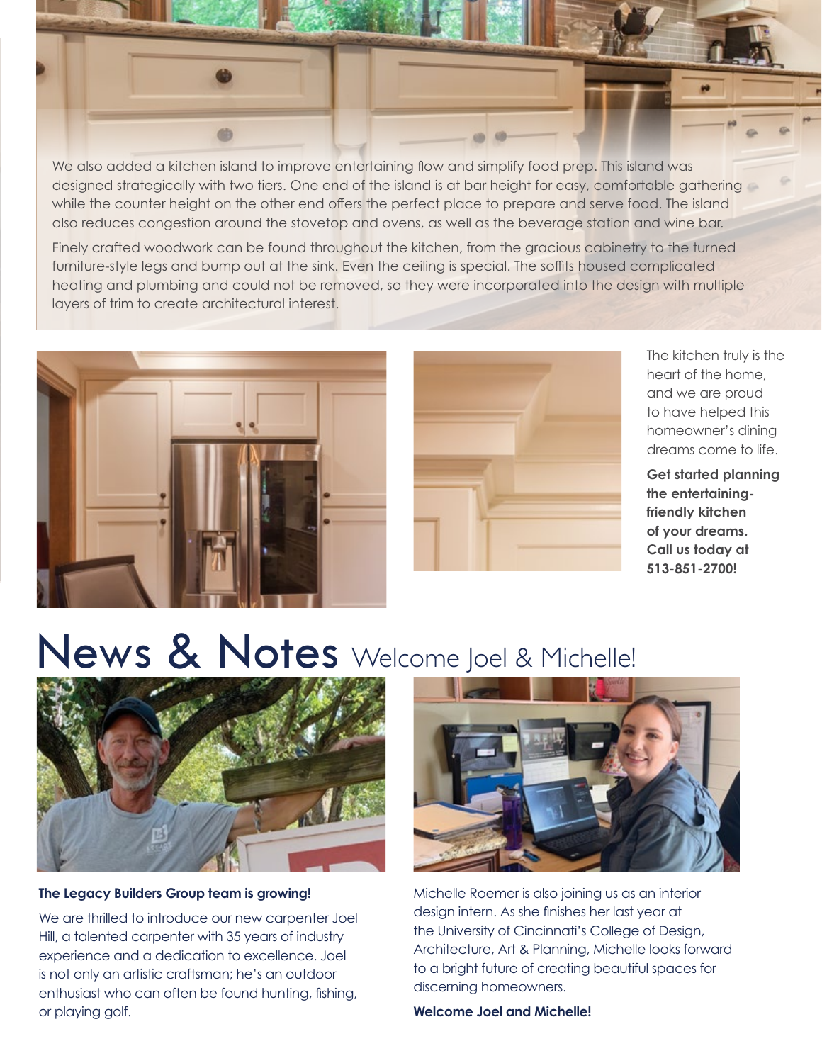We also added a kitchen island to improve entertaining flow and simplify food prep. This island was designed strategically with two tiers. One end of the island is at bar height for easy, comfortable gathering while the counter height on the other end offers the perfect place to prepare and serve food. The island also reduces congestion around the stovetop and ovens, as well as the beverage station and wine bar.

Finely crafted woodwork can be found throughout the kitchen, from the gracious cabinetry to the turned furniture-style legs and bump out at the sink. Even the ceiling is special. The soffits housed complicated heating and plumbing and could not be removed, so they were incorporated into the design with multiple layers of trim to create architectural interest.

The kitchen truly is the heart of the home, and we are proud to have helped this homeowner's dining dreams come to life.

**Get started planning the entertaining-friendly kitchen of your dreams. Call us today at 513-851-2700!**

# News & Notes Welcome Joel & Michelle!

**The Legacy Builders Group team is growing!**

We are thrilled to introduce our new carpenter Joel Hill, a talented carpenter with 35 years of industry experience and a dedication to excellence. Joel is not only an artistic craftsman; he's an outdoor enthusiast who can often be found hunting, fishing, or playing golf.

Michelle Roemer is also joining us as an interior design intern. As she finishes her last year at the University of Cincinnati's College of Design, Architecture, Art & Planning, Michelle looks forward to a bright future of creating beautiful spaces for discerning homeowners.

**Welcome Joel and Michelle!**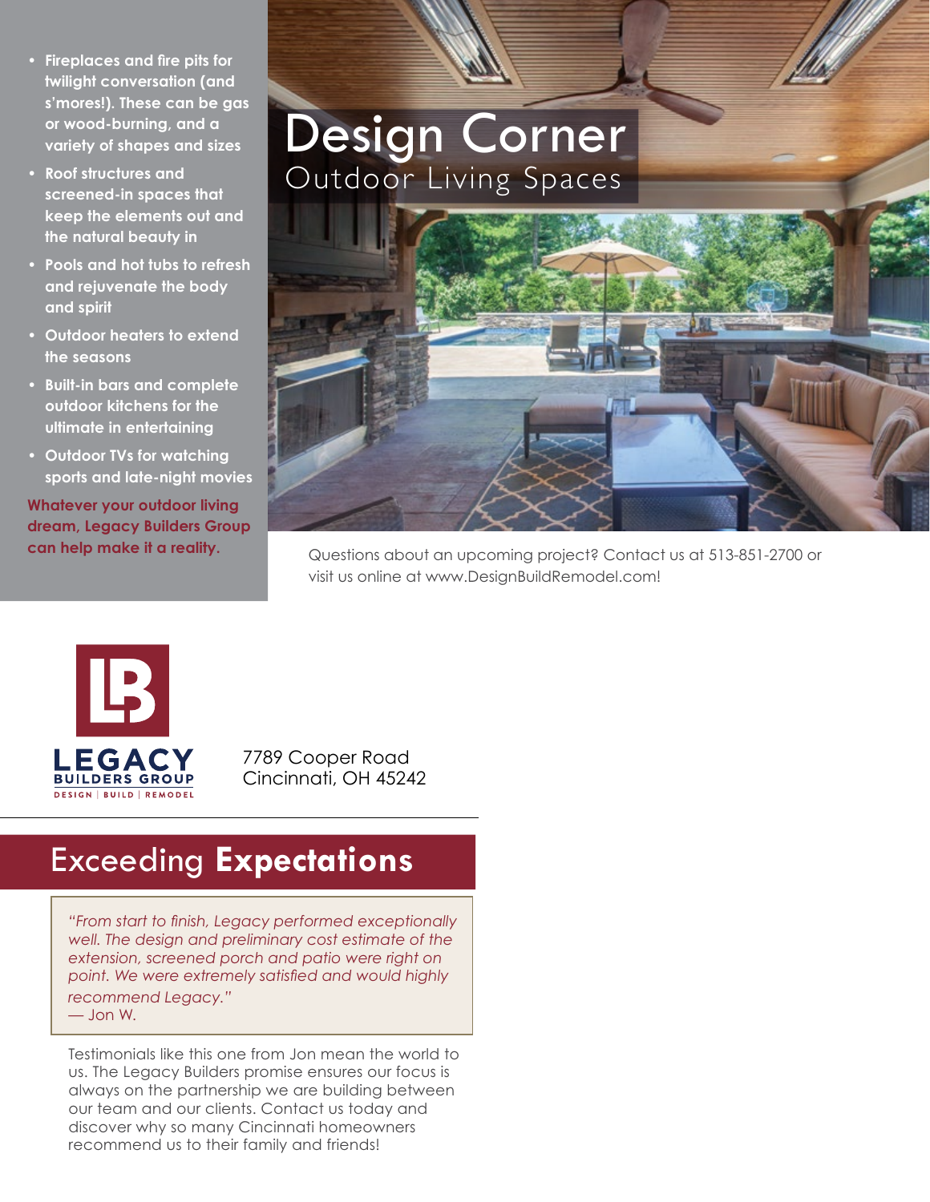- Fireplaces and fire pits for twilight conversation (and s'mores!). These can be gas or wood-burning, and a variety of shapes and sizes
- Roof structures and screened-in spaces that keep the elements out and the natural beauty in
- Pools and hot tubs to refresh and rejuvenate the body and spirit
- Outdoor heaters to extend the seasons
- Built-in bars and complete outdoor kitchens for the ultimate in entertaining
- Outdoor TVs for watching sports and late-night movies

**Whatever your outdoor living dream, Legacy Builders Group can help make it a reality.**

# Design Corner

## Outdoor Living Spaces

Questions about an upcoming project? Contact us at 513-851-2700 or visit us online at www.DesignBuildRemodel.com!

LEGACY BUILDERS GROUP
DESIGN | BUILD | REMODEL

7789 Cooper Road
Cincinnati, OH 45242

## Exceeding **Expectations**

*"From start to finish, Legacy performed exceptionally well. The design and preliminary cost estimate of the extension, screened porch and patio were right on point. We were extremely satisfied and would highly recommend Legacy."*
— Jon W.

Testimonials like this one from Jon mean the world to us. The Legacy Builders promise ensures our focus is always on the partnership we are building between our team and our clients. Contact us today and discover why so many Cincinnati homeowners recommend us to their family and friends!